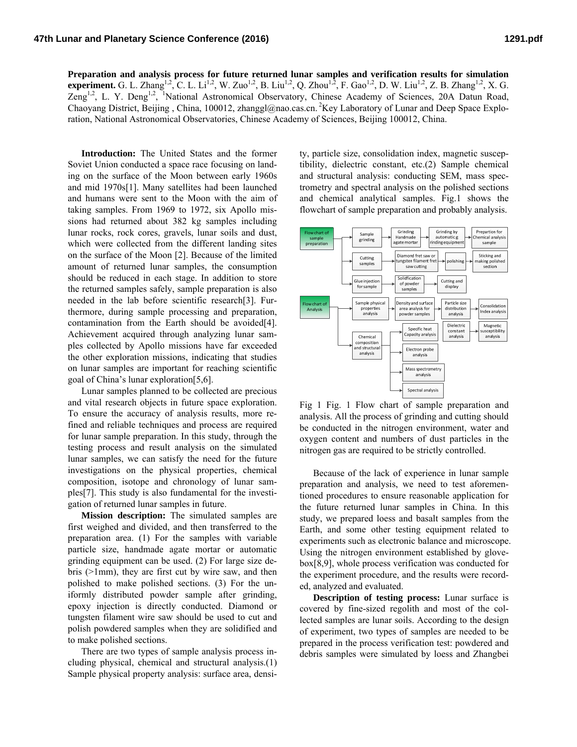**Preparation and analysis process for future returned lunar samples and verification results for simulation experiment.** G. L. Zhang[1,2], C. L. Li[1,2], W. Zuo[1,2], B. Liu[1,2], Q. Zhou[1,2], F. Gao[1,2], D. W. Liu[1,2], Z. B. Zhang[1,2], X. G. Zeng[1,2], L. Y. Deng[1,2], [1]National Astronomical Observatory, Chinese Academy of Sciences, 20A Datun Road, Chaoyang District, Beijing , China, 100012, zhanggl@nao.cas.cn. [2]Key Laboratory of Lunar and Deep Space Exploration, National Astronomical Observatories, Chinese Academy of Sciences, Beijing 100012, China.

**Introduction:** The United States and the former Soviet Union conducted a space race focusing on landing on the surface of the Moon between early 1960s and mid 1970s[1]. Many satellites had been launched and humans were sent to the Moon with the aim of taking samples. From 1969 to 1972, six Apollo missions had returned about 382 kg samples including lunar rocks, rock cores, gravels, lunar soils and dust, which were collected from the different landing sites on the surface of the Moon [2]. Because of the limited amount of returned lunar samples, the consumption should be reduced in each stage. In addition to store the returned samples safely, sample preparation is also needed in the lab before scientific research[3]. Furthermore, during sample processing and preparation, contamination from the Earth should be avoided[4]. Achievement acquired through analyzing lunar samples collected by Apollo missions have far exceeded the other exploration missions, indicating that studies on lunar samples are important for reaching scientific goal of China's lunar exploration[5,6].

Lunar samples planned to be collected are precious and vital research objects in future space exploration. To ensure the accuracy of analysis results, more refined and reliable techniques and process are required for lunar sample preparation. In this study, through the testing process and result analysis on the simulated lunar samples, we can satisfy the need for the future investigations on the physical properties, chemical composition, isotope and chronology of lunar samples[7]. This study is also fundamental for the investigation of returned lunar samples in future.

**Mission description:** The simulated samples are first weighed and divided, and then transferred to the preparation area. (1) For the samples with variable particle size, handmade agate mortar or automatic grinding equipment can be used. (2) For large size debris (>1mm), they are first cut by wire saw, and then polished to make polished sections. (3) For the uniformly distributed powder sample after grinding, epoxy injection is directly conducted. Diamond or tungsten filament wire saw should be used to cut and polish powdered samples when they are solidified and to make polished sections.

There are two types of sample analysis process including physical, chemical and structural analysis.(1) Sample physical property analysis: surface area, density, particle size, consolidation index, magnetic susceptibility, dielectric constant, etc.(2) Sample chemical and structural analysis: conducting SEM, mass spectrometry and spectral analysis on the polished sections and chemical analytical samples. Fig.1 shows the flowchart of sample preparation and probably analysis.

Fig 1 Fig. 1 Flow chart of sample preparation and analysis. All the process of grinding and cutting should be conducted in the nitrogen environment, water and oxygen content and numbers of dust particles in the nitrogen gas are required to be strictly controlled.

Because of the lack of experience in lunar sample preparation and analysis, we need to test aforementioned procedures to ensure reasonable application for the future returned lunar samples in China. In this study, we prepared loess and basalt samples from the Earth, and some other testing equipment related to experiments such as electronic balance and microscope. Using the nitrogen environment established by glovebox[8,9], whole process verification was conducted for the experiment procedure, and the results were recorded, analyzed and evaluated.

**Description of testing process:** Lunar surface is covered by fine-sized regolith and most of the collected samples are lunar soils. According to the design of experiment, two types of samples are needed to be prepared in the process verification test: powdered and debris samples were simulated by loess and Zhangbei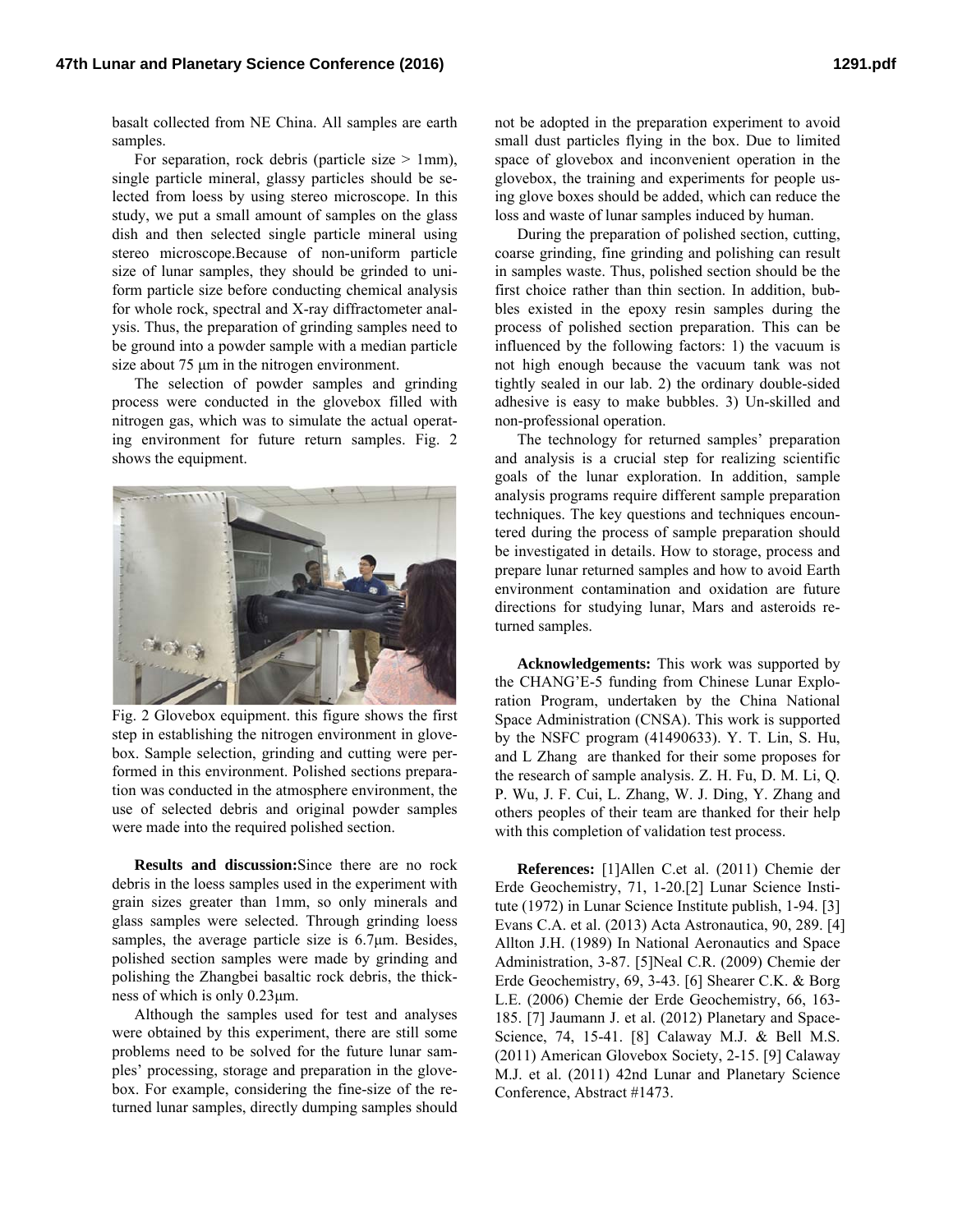basalt collected from NE China. All samples are earth samples.

For separation, rock debris (particle size > 1mm), single particle mineral, glassy particles should be selected from loess by using stereo microscope. In this study, we put a small amount of samples on the glass dish and then selected single particle mineral using stereo microscope.Because of non-uniform particle size of lunar samples, they should be grinded to uniform particle size before conducting chemical analysis for whole rock, spectral and X-ray diffractometer analysis. Thus, the preparation of grinding samples need to be ground into a powder sample with a median particle size about 75 μm in the nitrogen environment.

The selection of powder samples and grinding process were conducted in the glovebox filled with nitrogen gas, which was to simulate the actual operating environment for future return samples. Fig. 2 shows the equipment.

Fig. 2 Glovebox equipment. this figure shows the first step in establishing the nitrogen environment in glovebox. Sample selection, grinding and cutting were performed in this environment. Polished sections preparation was conducted in the atmosphere environment, the use of selected debris and original powder samples were made into the required polished section.

**Results and discussion:** Since there are no rock debris in the loess samples used in the experiment with grain sizes greater than 1mm, so only minerals and glass samples were selected. Through grinding loess samples, the average particle size is 6.7μm. Besides, polished section samples were made by grinding and polishing the Zhangbei basaltic rock debris, the thickness of which is only 0.23μm.

Although the samples used for test and analyses were obtained by this experiment, there are still some problems need to be solved for the future lunar samples' processing, storage and preparation in the glovebox. For example, considering the fine-size of the returned lunar samples, directly dumping samples should not be adopted in the preparation experiment to avoid small dust particles flying in the box. Due to limited space of glovebox and inconvenient operation in the glovebox, the training and experiments for people using glove boxes should be added, which can reduce the loss and waste of lunar samples induced by human.

During the preparation of polished section, cutting, coarse grinding, fine grinding and polishing can result in samples waste. Thus, polished section should be the first choice rather than thin section. In addition, bubbles existed in the epoxy resin samples during the process of polished section preparation. This can be influenced by the following factors: 1) the vacuum is not high enough because the vacuum tank was not tightly sealed in our lab. 2) the ordinary double-sided adhesive is easy to make bubbles. 3) Un-skilled and non-professional operation.

The technology for returned samples' preparation and analysis is a crucial step for realizing scientific goals of the lunar exploration. In addition, sample analysis programs require different sample preparation techniques. The key questions and techniques encountered during the process of sample preparation should be investigated in details. How to storage, process and prepare lunar returned samples and how to avoid Earth environment contamination and oxidation are future directions for studying lunar, Mars and asteroids returned samples.

**Acknowledgements:** This work was supported by the CHANG'E-5 funding from Chinese Lunar Exploration Program, undertaken by the China National Space Administration (CNSA). This work is supported by the NSFC program (41490633). Y. T. Lin, S. Hu, and L Zhang are thanked for their some proposes for the research of sample analysis. Z. H. Fu, D. M. Li, Q. P. Wu, J. F. Cui, L. Zhang, W. J. Ding, Y. Zhang and others peoples of their team are thanked for their help with this completion of validation test process.

**References:** [1]Allen C.et al. (2011) Chemie der Erde Geochemistry, 71, 1-20.[2] Lunar Science Institute (1972) in Lunar Science Institute publish, 1-94. [3] Evans C.A. et al. (2013) Acta Astronautica, 90, 289. [4] Allton J.H. (1989) In National Aeronautics and Space Administration, 3-87. [5]Neal C.R. (2009) Chemie der Erde Geochemistry, 69, 3-43. [6] Shearer C.K. & Borg L.E. (2006) Chemie der Erde Geochemistry, 66, 163-185. [7] Jaumann J. et al. (2012) Planetary and Space-Science, 74, 15-41. [8] Calaway M.J. & Bell M.S. (2011) American Glovebox Society, 2-15. [9] Calaway M.J. et al. (2011) 42nd Lunar and Planetary Science Conference, Abstract #1473.